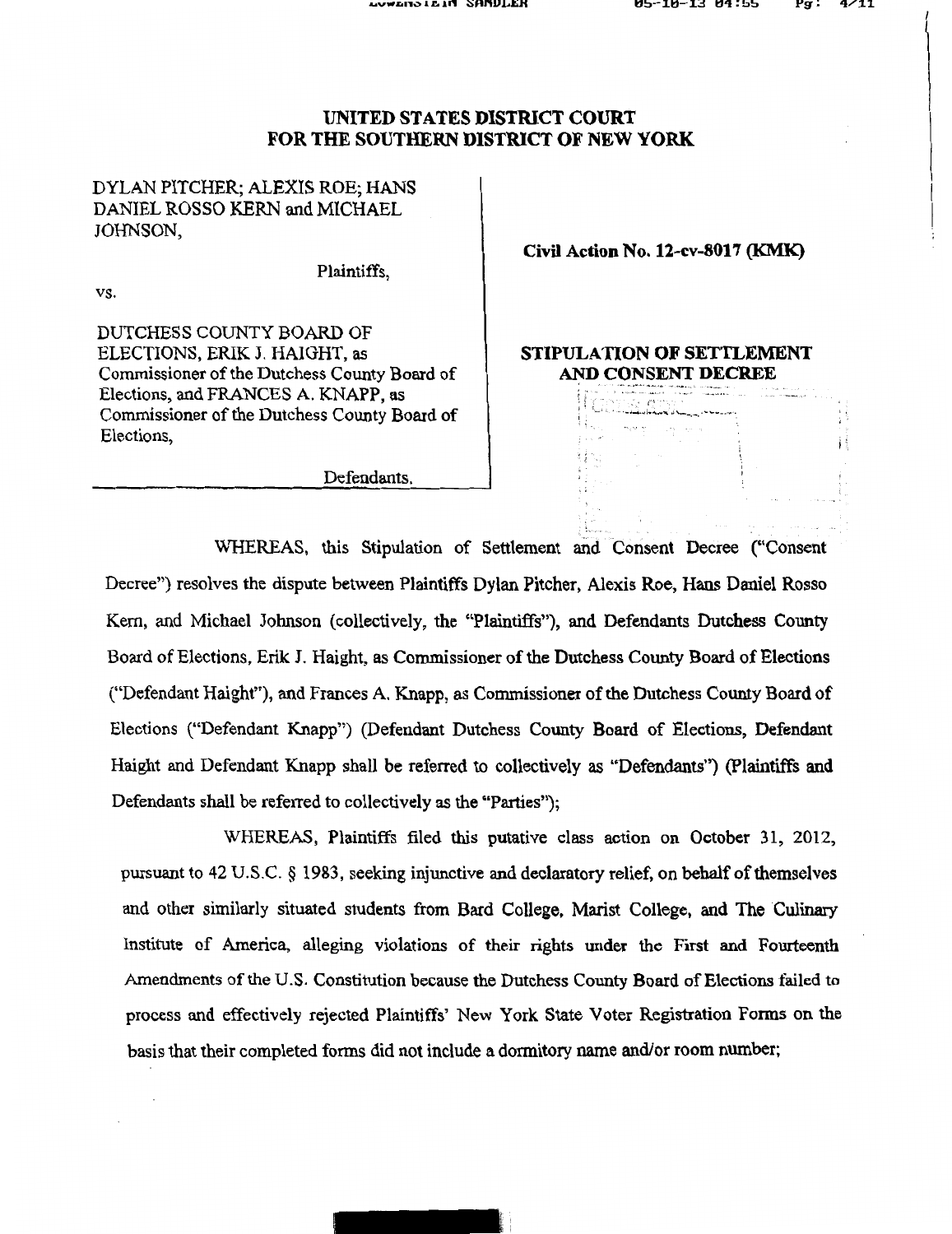# UNITED STATES DISTRICT COURT
# FOR THE SOUTHERN DISTRICT OF NEW YORK

DYLAN PITCHER; ALEXIS ROE; HANS DANIEL ROSSO KERN and MICHAEL JOHNSON,

Plaintiffs,

vs.

DUTCHESS COUNTY BOARD OF ELECTIONS, ERIK J. HAIGHT, as Commissioner of the Dutchess County Board of Elections, and FRANCES A. KNAPP, as Commissioner of the Dutchess County Board of Elections,

Defendants.

**Civil Action No. 12-cv-8017 (KMK)**

**STIPULATION OF SETTLEMENT AND CONSENT DECREE**

WHEREAS, this Stipulation of Settlement and Consent Decree ("Consent Decree") resolves the dispute between Plaintiffs Dylan Pitcher, Alexis Roe, Hans Daniel Rosso Kern, and Michael Johnson (collectively, the "Plaintiffs"), and Defendants Dutchess County Board of Elections, Erik J. Haight, as Commissioner of the Dutchess County Board of Elections ("Defendant Haight"), and Frances A. Knapp, as Commissioner of the Dutchess County Board of Elections ("Defendant Knapp") (Defendant Dutchess County Board of Elections, Defendant Haight and Defendant Knapp shall be referred to collectively as "Defendants") (Plaintiffs and Defendants shall be referred to collectively as the "Parties");

WHEREAS, Plaintiffs filed this putative class action on October 31, 2012, pursuant to 42 U.S.C. § 1983, seeking injunctive and declaratory relief, on behalf of themselves and other similarly situated students from Bard College, Marist College, and The Culinary Institute of America, alleging violations of their rights under the First and Fourteenth Amendments of the U.S. Constitution because the Dutchess County Board of Elections failed to process and effectively rejected Plaintiffs' New York State Voter Registration Forms on the basis that their completed forms did not include a dormitory name and/or room number;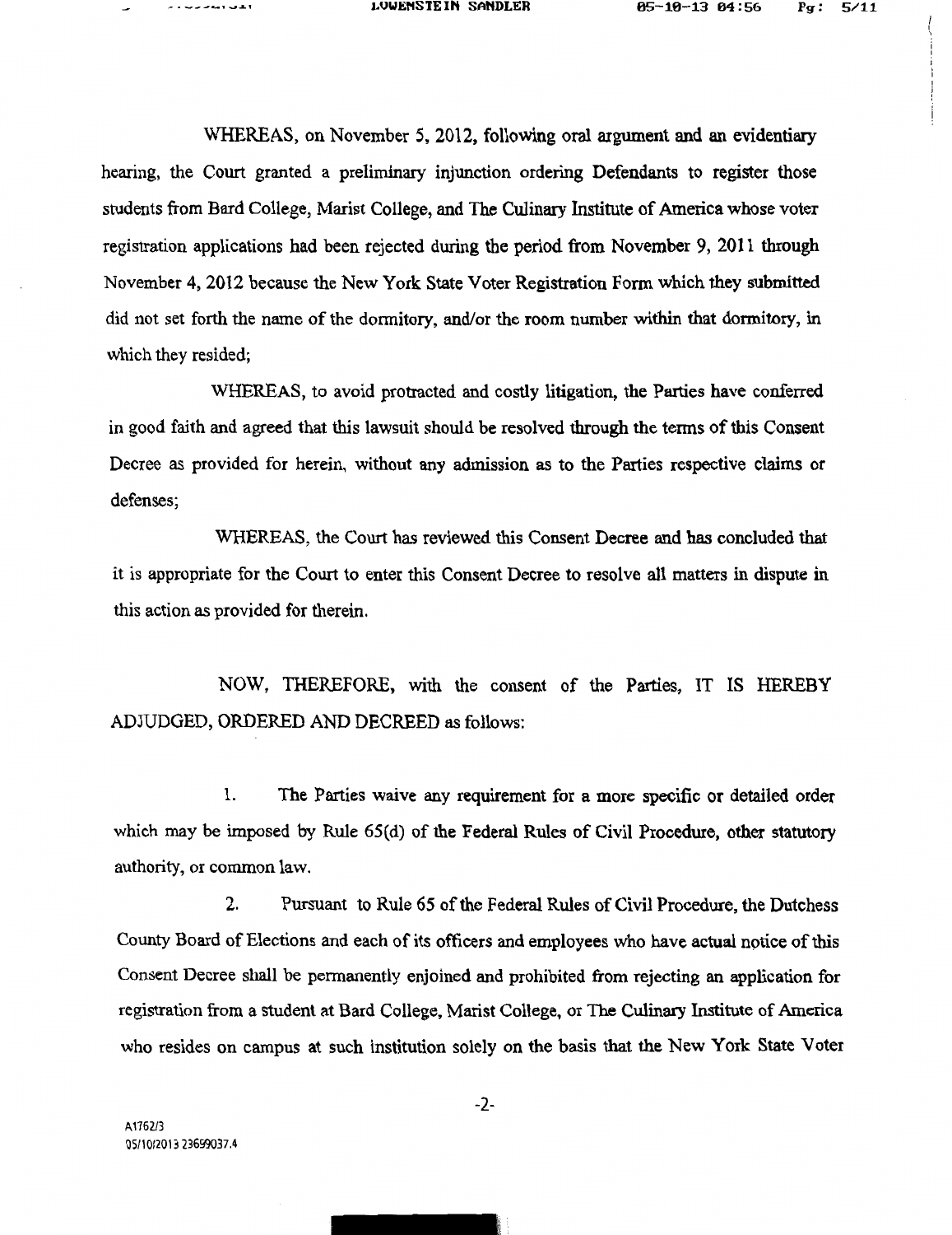WHEREAS, on November 5, 2012, following oral argument and an evidentiary hearing, the Court granted a preliminary injunction ordering Defendants to register those students from Bard College, Marist College, and The Culinary Institute of America whose voter registration applications had been rejected during the period from November 9, 2011 through November 4, 2012 because the New York State Voter Registration Form which they submitted did not set forth the name of the dormitory, and/or the room number within that dormitory, in which they resided;

WHEREAS, to avoid protracted and costly litigation, the Parties have conferred in good faith and agreed that this lawsuit should be resolved through the terms of this Consent Decree as provided for herein, without any admission as to the Parties respective claims or defenses;

WHEREAS, the Court has reviewed this Consent Decree and has concluded that it is appropriate for the Court to enter this Consent Decree to resolve all matters in dispute in this action as provided for therein.

NOW, THEREFORE, with the consent of the Parties, IT IS HEREBY ADJUDGED, ORDERED AND DECREED as follows:

1. The Parties waive any requirement for a more specific or detailed order which may be imposed by Rule 65(d) of the Federal Rules of Civil Procedure, other statutory authority, or common law.

2. Pursuant to Rule 65 of the Federal Rules of Civil Procedure, the Dutchess County Board of Elections and each of its officers and employees who have actual notice of this Consent Decree shall be permanently enjoined and prohibited from rejecting an application for registration from a student at Bard College, Marist College, or The Culinary Institute of America who resides on campus at such institution solely on the basis that the New York State Voter

A1762/3
05/10/2013 23699037.4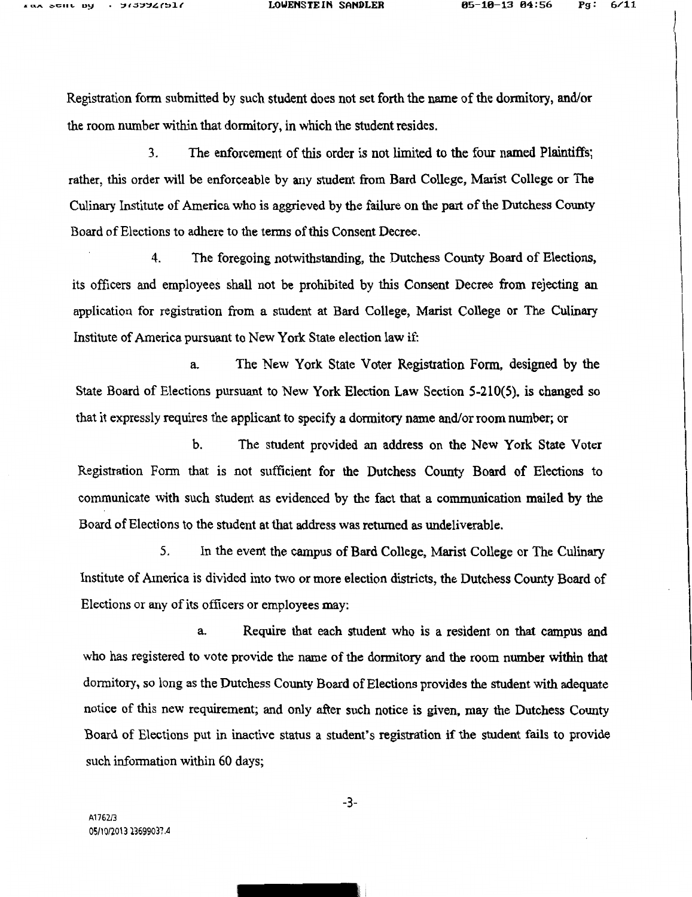Registration form submitted by such student does not set forth the name of the dormitory, and/or the room number within that dormitory, in which the student resides.

3. The enforcement of this order is not limited to the four named Plaintiffs; rather, this order will be enforceable by any student from Bard College, Marist College or The Culinary Institute of America who is aggrieved by the failure on the part of the Dutchess County Board of Elections to adhere to the terms of this Consent Decree.

4. The foregoing notwithstanding, the Dutchess County Board of Elections, its officers and employees shall not be prohibited by this Consent Decree from rejecting an application for registration from a student at Bard College, Marist College or The Culinary Institute of America pursuant to New York State election law if:

a. The New York State Voter Registration Form, designed by the State Board of Elections pursuant to New York Election Law Section 5-210(5), is changed so that it expressly requires the applicant to specify a dormitory name and/or room number; or

b. The student provided an address on the New York State Voter Registration Form that is not sufficient for the Dutchess County Board of Elections to communicate with such student as evidenced by the fact that a communication mailed by the Board of Elections to the student at that address was returned as undeliverable.

5. In the event the campus of Bard College, Marist College or The Culinary Institute of America is divided into two or more election districts, the Dutchess County Board of Elections or any of its officers or employees may:

a. Require that each student who is a resident on that campus and who has registered to vote provide the name of the dormitory and the room number within that dormitory, so long as the Dutchess County Board of Elections provides the student with adequate notice of this new requirement; and only after such notice is given, may the Dutchess County Board of Elections put in inactive status a student's registration if the student fails to provide such information within 60 days;

A1762/3
05/10/2013 23699037.4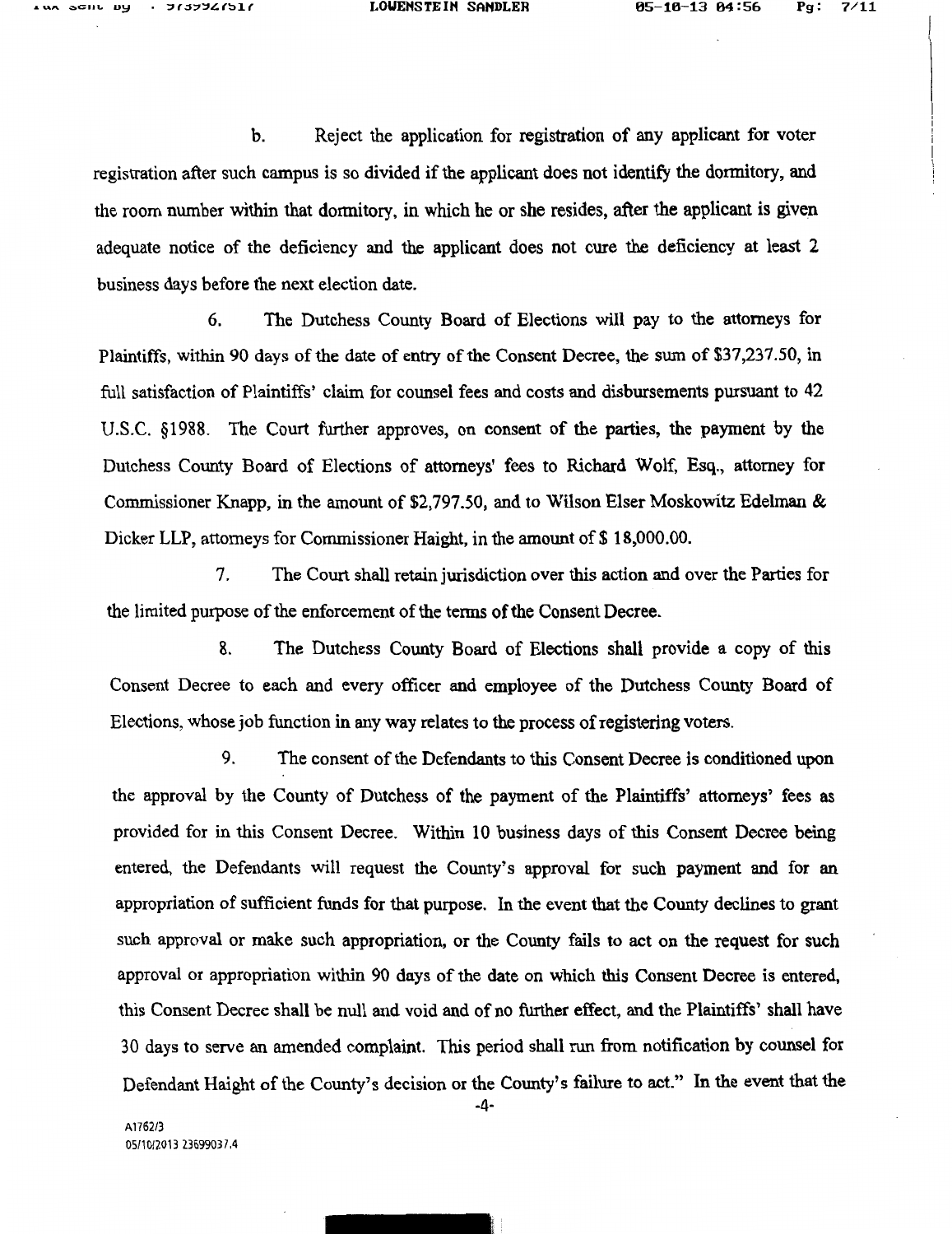b. Reject the application for registration of any applicant for voter registration after such campus is so divided if the applicant does not identify the dormitory, and the room number within that dormitory, in which he or she resides, after the applicant is given adequate notice of the deficiency and the applicant does not cure the deficiency at least 2 business days before the next election date.

6. The Dutchess County Board of Elections will pay to the attorneys for Plaintiffs, within 90 days of the date of entry of the Consent Decree, the sum of $37,237.50, in full satisfaction of Plaintiffs' claim for counsel fees and costs and disbursements pursuant to 42 U.S.C. §1988. The Court further approves, on consent of the parties, the payment by the Dutchess County Board of Elections of attorneys' fees to Richard Wolf, Esq., attorney for Commissioner Knapp, in the amount of $2,797.50, and to Wilson Elser Moskowitz Edelman & Dicker LLP, attorneys for Commissioner Haight, in the amount of $ 18,000.00.

7. The Court shall retain jurisdiction over this action and over the Parties for the limited purpose of the enforcement of the terms of the Consent Decree.

8. The Dutchess County Board of Elections shall provide a copy of this Consent Decree to each and every officer and employee of the Dutchess County Board of Elections, whose job function in any way relates to the process of registering voters.

9. The consent of the Defendants to this Consent Decree is conditioned upon the approval by the County of Dutchess of the payment of the Plaintiffs' attorneys' fees as provided for in this Consent Decree. Within 10 business days of this Consent Decree being entered, the Defendants will request the County's approval for such payment and for an appropriation of sufficient funds for that purpose. In the event that the County declines to grant such approval or make such appropriation, or the County fails to act on the request for such approval or appropriation within 90 days of the date on which this Consent Decree is entered, this Consent Decree shall be null and void and of no further effect, and the Plaintiffs' shall have 30 days to serve an amended complaint. This period shall run from notification by counsel for Defendant Haight of the County's decision or the County's failure to act." In the event that the

A1762/3
05/10/2013 23699037.4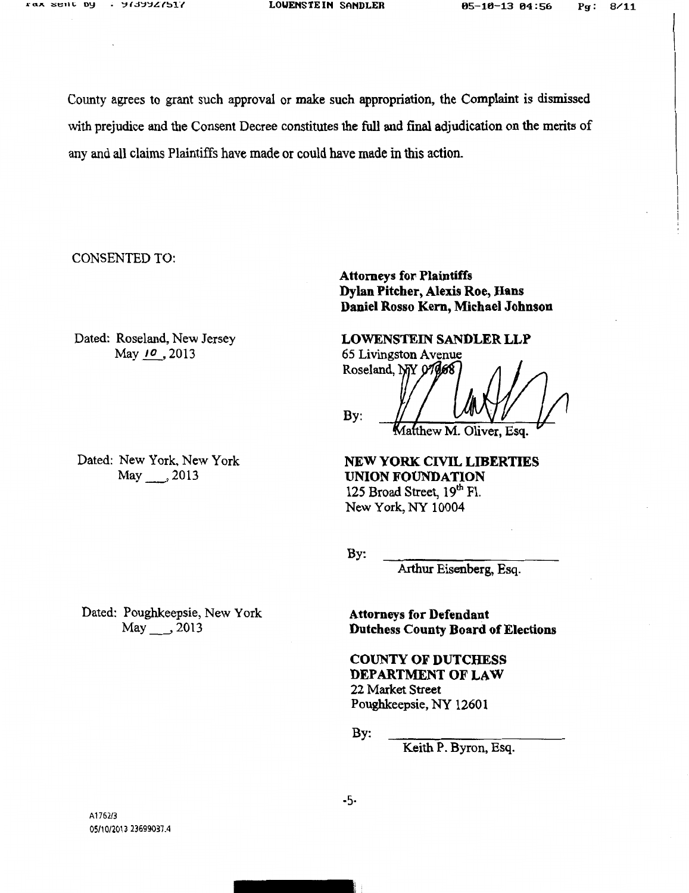County agrees to grant such approval or make such appropriation, the Complaint is dismissed with prejudice and the Consent Decree constitutes the full and final adjudication on the merits of any and all claims Plaintiffs have made or could have made in this action.

CONSENTED TO:

**Attorneys for Plaintiffs**
**Dylan Pitcher, Alexis Roe, Hans Daniel Rosso Kern, Michael Johnson**

Dated: Roseland, New Jersey
May 10, 2013

**LOWENSTEIN SANDLER LLP**
65 Livingston Avenue
Roseland, NY 07068

By: ______________________
Matthew M. Oliver, Esq.

Dated: New York, New York
May ___, 2013

**NEW YORK CIVIL LIBERTIES UNION FOUNDATION**
125 Broad Street, 19th Fl.
New York, NY 10004

By: ______________________
Arthur Eisenberg, Esq.

Dated: Poughkeepsie, New York
May ___, 2013

**Attorneys for Defendant**
**Dutchess County Board of Elections**

**COUNTY OF DUTCHESS DEPARTMENT OF LAW**
22 Market Street
Poughkeepsie, NY 12601

By: ______________________
Keith P. Byron, Esq.

A1762/3
05/10/2013 23699037.4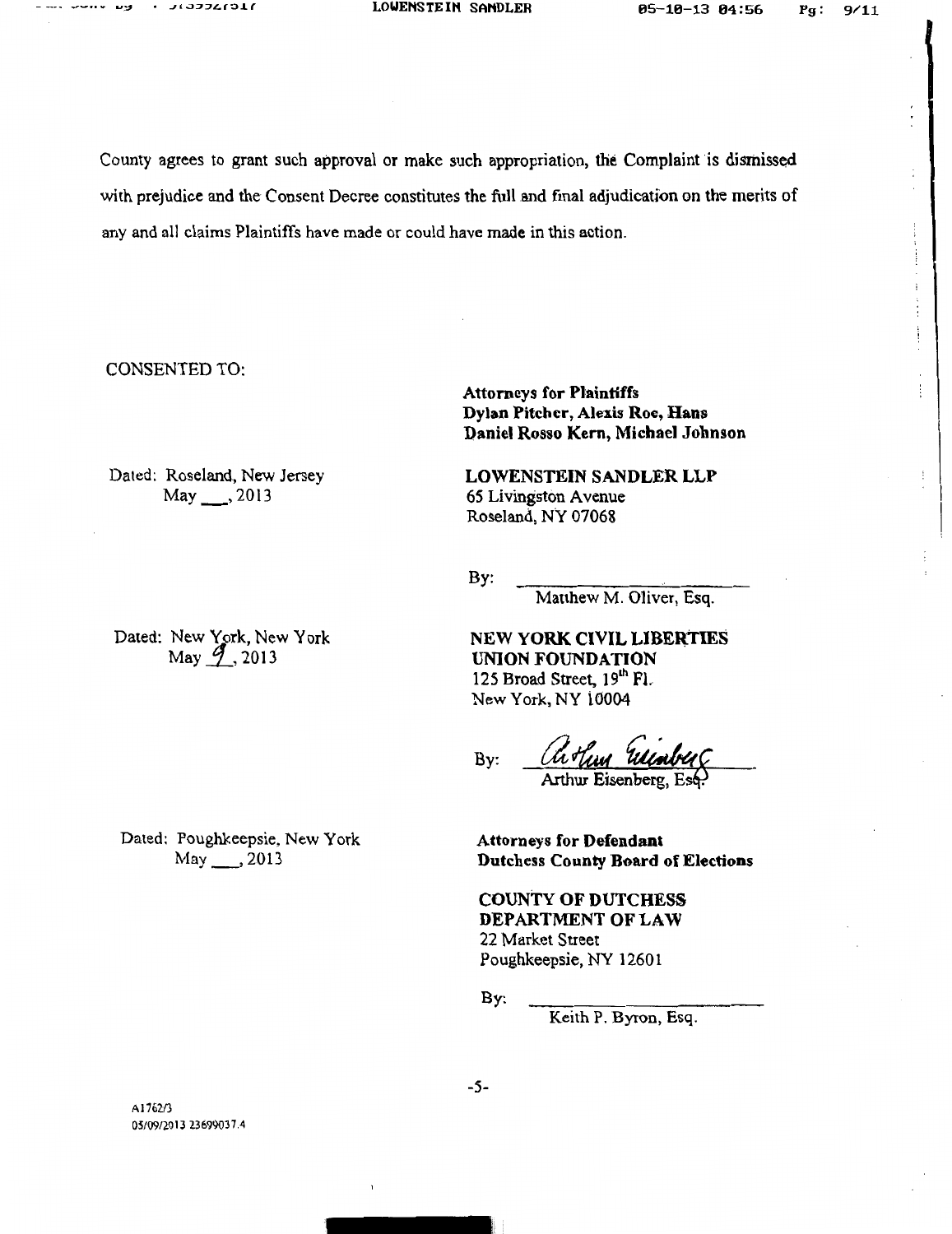County agrees to grant such approval or make such appropriation, the Complaint is dismissed with prejudice and the Consent Decree constitutes the full and final adjudication on the merits of any and all claims Plaintiffs have made or could have made in this action.

CONSENTED TO:

**Attorneys for Plaintiffs**
**Dylan Pitcher, Alexis Roe, Hans Daniel Rosso Kern, Michael Johnson**

Dated: Roseland, New Jersey
May ___, 2013

**LOWENSTEIN SANDLER LLP**
65 Livingston Avenue
Roseland, NY 07068

By: ______________________
Matthew M. Oliver, Esq.

Dated: New York, New York
May 9, 2013

**NEW YORK CIVIL LIBERTIES UNION FOUNDATION**
125 Broad Street, 19th Fl.
New York, NY 10004

By: *Arthur Eisenberg*
Arthur Eisenberg, Esq.

Dated: Poughkeepsie, New York
May ___, 2013

**Attorneys for Defendant**
**Dutchess County Board of Elections**

**COUNTY OF DUTCHESS**
**DEPARTMENT OF LAW**
22 Market Street
Poughkeepsie, NY 12601

By: ______________________
Keith P. Byron, Esq.

A1762/3
05/09/2013 23699037.4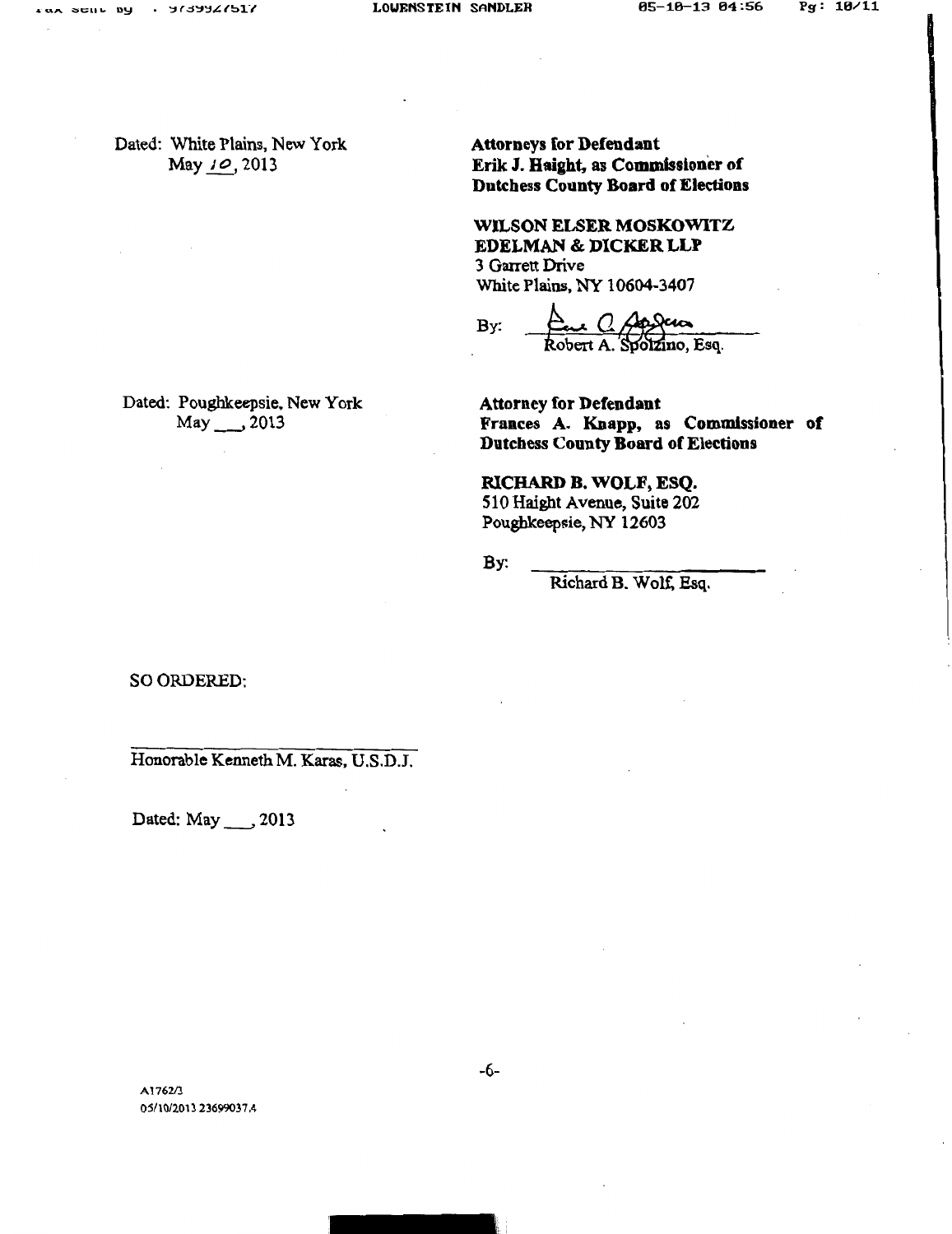Dated: White Plains, New York
May 10, 2013

**Attorneys for Defendant**
**Erik J. Haight, as Commissioner of Dutchess County Board of Elections**

**WILSON ELSER MOSKOWITZ EDELMAN & DICKER LLP**
3 Garrett Drive
White Plains, NY 10604-3407

By: ______________________
Robert A. Spolzino, Esq.

Dated: Poughkeepsie, New York
May ___, 2013

**Attorney for Defendant**
**Frances A. Knapp, as Commissioner of Dutchess County Board of Elections**

**RICHARD B. WOLF, ESQ.**
510 Haight Avenue, Suite 202
Poughkeepsie, NY 12603

By: ______________________
Richard B. Wolf, Esq.

SO ORDERED:

______________________
Honorable Kenneth M. Karas, U.S.D.J.

Dated: May ___, 2013

A1762/3
05/10/2013 23699037.4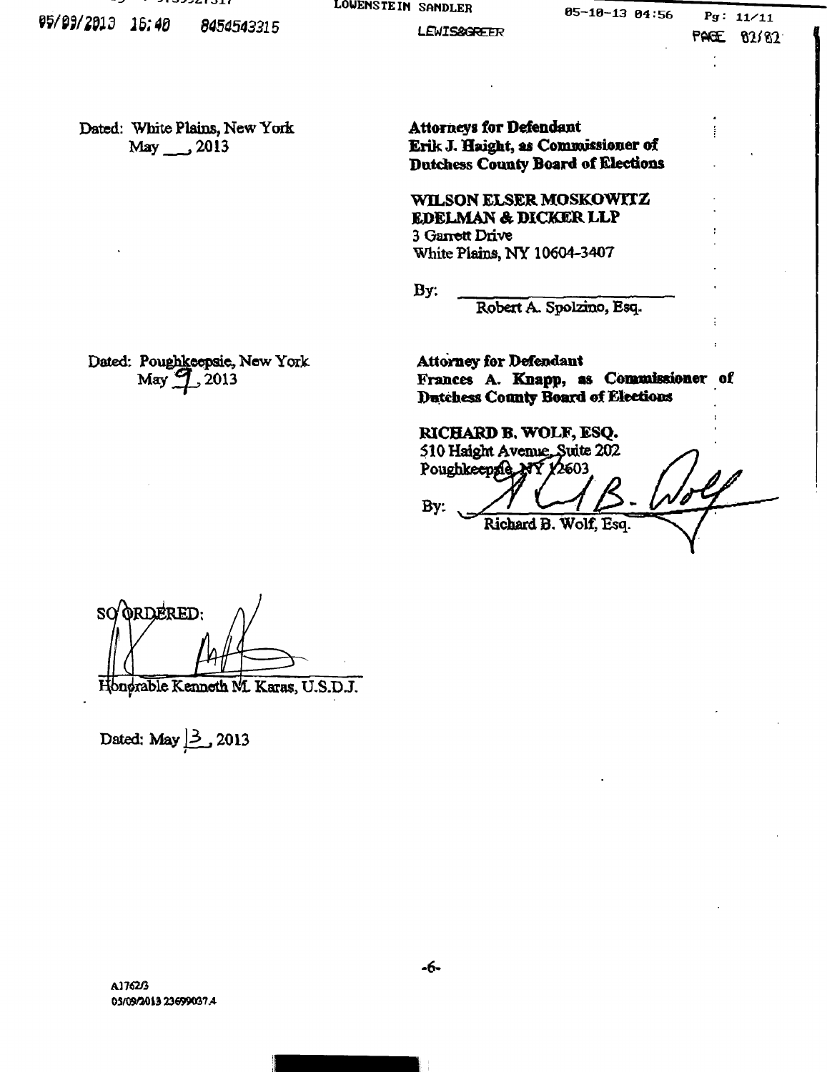Dated: White Plains, New York
May ___, 2013

**Attorneys for Defendant**
**Erik J. Haight, as Commissioner of Dutchess County Board of Elections**

**WILSON ELSER MOSKOWITZ EDELMAN & DICKER LLP**
3 Garrett Drive
White Plains, NY 10604-3407

By: ______________________
Robert A. Spolzino, Esq.

Dated: Poughkeepsie, New York
May 9, 2013

**Attorney for Defendant**
**Frances A. Knapp, as Commissioner of Dutchess County Board of Elections**

**RICHARD B. WOLF, ESQ.**
510 Haight Avenue, Suite 202
Poughkeepsie, NY 12603

By: ______________________
Richard B. Wolf, Esq.

SO ORDERED:

______________________
Honorable Kenneth M. Karas, U.S.D.J.

Dated: May 13, 2013

A1762/3
05/09/2013 23699037.4